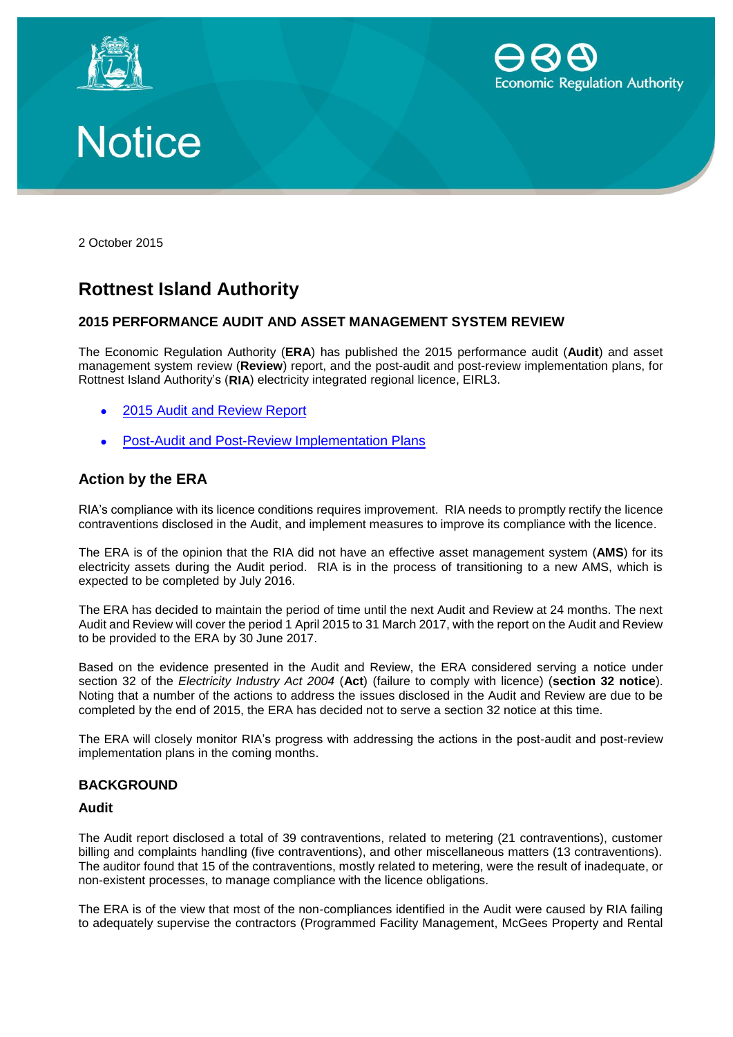Notice

2 October 2015

# Rottnest Island Authority

### 2015 PERFORMANCE AUDIT AND ASSET MANAGEMENT SYSTEM REVIEW

The Economic Regulation Authority (**ERA**) has published the 2015 performance audit (**Audit**) and asset management system review (**Review**) report, and the post-audit and post-review implementation plans, for Rottnest Island Authority's (**RIA**) electricity integrated regional licence, EIRL3.

- 2015 Audit and Review Report
- Post-Audit and Post-Review Implementation Plans

## Action by the ERA

RIA's compliance with its licence conditions requires improvement. RIA needs to promptly rectify the licence contraventions disclosed in the Audit, and implement measures to improve its compliance with the licence.

The ERA is of the opinion that the RIA did not have an effective asset management system (**AMS**) for its electricity assets during the Audit period. RIA is in the process of transitioning to a new AMS, which is expected to be completed by July 2016.

The ERA has decided to maintain the period of time until the next Audit and Review at 24 months. The next Audit and Review will cover the period 1 April 2015 to 31 March 2017, with the report on the Audit and Review to be provided to the ERA by 30 June 2017.

Based on the evidence presented in the Audit and Review, the ERA considered serving a notice under section 32 of the *Electricity Industry Act 2004* (**Act**) (failure to comply with licence) (**section 32 notice**). Noting that a number of the actions to address the issues disclosed in the Audit and Review are due to be completed by the end of 2015, the ERA has decided not to serve a section 32 notice at this time.

The ERA will closely monitor RIA's progress with addressing the actions in the post-audit and post-review implementation plans in the coming months.

### BACKGROUND

#### Audit

The Audit report disclosed a total of 39 contraventions, related to metering (21 contraventions), customer billing and complaints handling (five contraventions), and other miscellaneous matters (13 contraventions). The auditor found that 15 of the contraventions, mostly related to metering, were the result of inadequate, or non-existent processes, to manage compliance with the licence obligations.

The ERA is of the view that most of the non-compliances identified in the Audit were caused by RIA failing to adequately supervise the contractors (Programmed Facility Management, McGees Property and Rental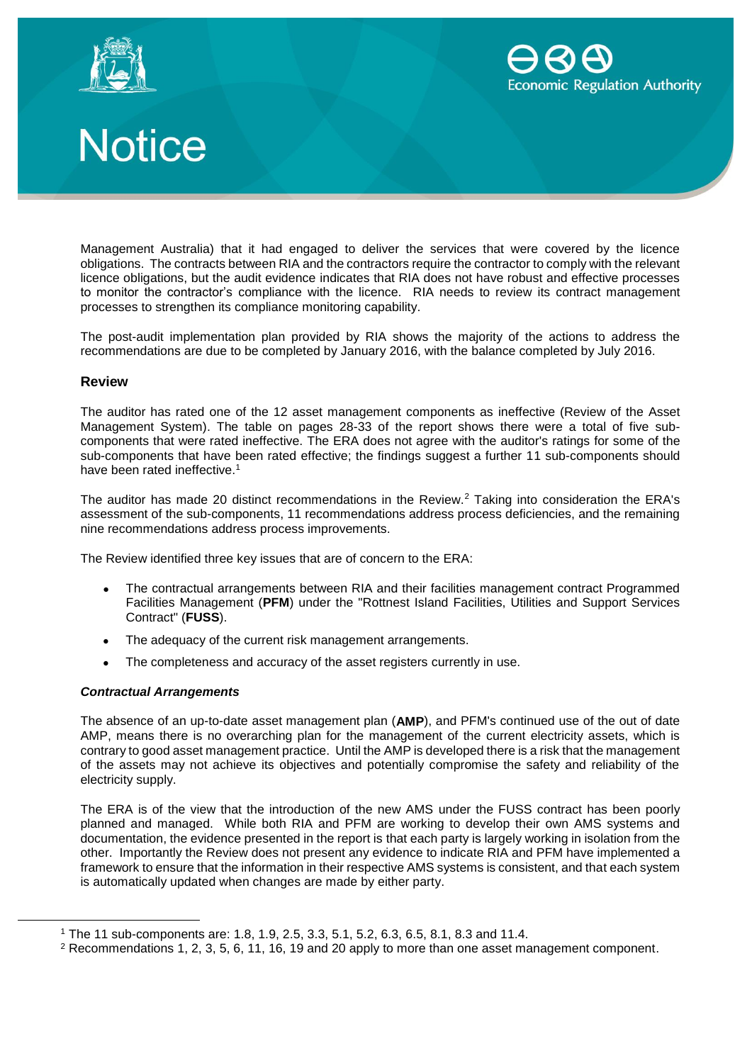Management Australia) that it had engaged to deliver the services that were covered by the licence obligations. The contracts between RIA and the contractors require the contractor to comply with the relevant licence obligations, but the audit evidence indicates that RIA does not have robust and effective processes to monitor the contractor's compliance with the licence. RIA needs to review its contract management processes to strengthen its compliance monitoring capability.

The post-audit implementation plan provided by RIA shows the majority of the actions to address the recommendations are due to be completed by January 2016, with the balance completed by July 2016.

### Review

The auditor has rated one of the 12 asset management components as ineffective (Review of the Asset Management System). The table on pages 28-33 of the report shows there were a total of five sub-components that were rated ineffective. The ERA does not agree with the auditor's ratings for some of the sub-components that have been rated effective; the findings suggest a further 11 sub-components should have been rated ineffective.[1]

The auditor has made 20 distinct recommendations in the Review.[2] Taking into consideration the ERA's assessment of the sub-components, 11 recommendations address process deficiencies, and the remaining nine recommendations address process improvements.

The Review identified three key issues that are of concern to the ERA:

- The contractual arrangements between RIA and their facilities management contract Programmed Facilities Management (**PFM**) under the "Rottnest Island Facilities, Utilities and Support Services Contract" (**FUSS**).
- The adequacy of the current risk management arrangements.
- The completeness and accuracy of the asset registers currently in use.

#### *Contractual Arrangements*

The absence of an up-to-date asset management plan (**AMP**), and PFM's continued use of the out of date AMP, means there is no overarching plan for the management of the current electricity assets, which is contrary to good asset management practice. Until the AMP is developed there is a risk that the management of the assets may not achieve its objectives and potentially compromise the safety and reliability of the electricity supply.

The ERA is of the view that the introduction of the new AMS under the FUSS contract has been poorly planned and managed. While both RIA and PFM are working to develop their own AMS systems and documentation, the evidence presented in the report is that each party is largely working in isolation from the other. Importantly the Review does not present any evidence to indicate RIA and PFM have implemented a framework to ensure that the information in their respective AMS systems is consistent, and that each system is automatically updated when changes are made by either party.

---

[1] The 11 sub-components are: 1.8, 1.9, 2.5, 3.3, 5.1, 5.2, 6.3, 6.5, 8.1, 8.3 and 11.4.

[2] Recommendations 1, 2, 3, 5, 6, 11, 16, 19 and 20 apply to more than one asset management component.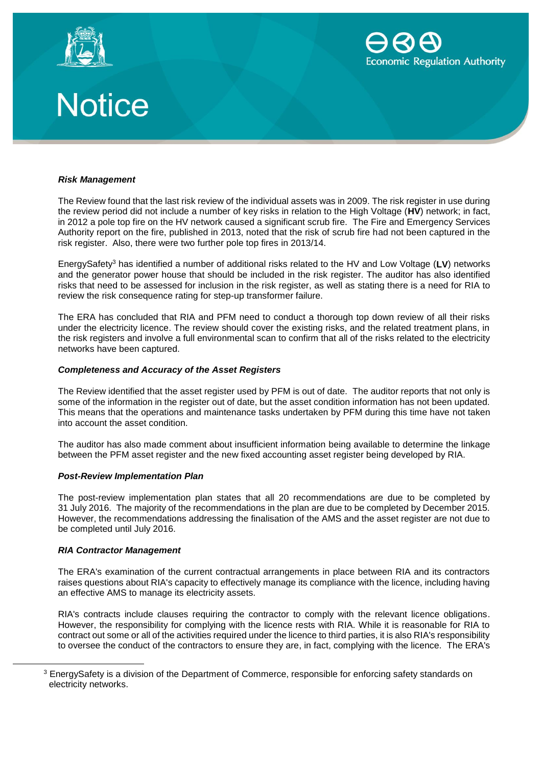# Notice

***Risk Management***

The Review found that the last risk review of the individual assets was in 2009. The risk register in use during the review period did not include a number of key risks in relation to the High Voltage (**HV**) network; in fact, in 2012 a pole top fire on the HV network caused a significant scrub fire. The Fire and Emergency Services Authority report on the fire, published in 2013, noted that the risk of scrub fire had not been captured in the risk register. Also, there were two further pole top fires in 2013/14.

EnergySafety[3] has identified a number of additional risks related to the HV and Low Voltage (**LV**) networks and the generator power house that should be included in the risk register. The auditor has also identified risks that need to be assessed for inclusion in the risk register, as well as stating there is a need for RIA to review the risk consequence rating for step-up transformer failure.

The ERA has concluded that RIA and PFM need to conduct a thorough top down review of all their risks under the electricity licence. The review should cover the existing risks, and the related treatment plans, in the risk registers and involve a full environmental scan to confirm that all of the risks related to the electricity networks have been captured.

***Completeness and Accuracy of the Asset Registers***

The Review identified that the asset register used by PFM is out of date. The auditor reports that not only is some of the information in the register out of date, but the asset condition information has not been updated. This means that the operations and maintenance tasks undertaken by PFM during this time have not taken into account the asset condition.

The auditor has also made comment about insufficient information being available to determine the linkage between the PFM asset register and the new fixed accounting asset register being developed by RIA.

***Post-Review Implementation Plan***

The post-review implementation plan states that all 20 recommendations are due to be completed by 31 July 2016. The majority of the recommendations in the plan are due to be completed by December 2015. However, the recommendations addressing the finalisation of the AMS and the asset register are not due to be completed until July 2016.

***RIA Contractor Management***

The ERA's examination of the current contractual arrangements in place between RIA and its contractors raises questions about RIA's capacity to effectively manage its compliance with the licence, including having an effective AMS to manage its electricity assets.

RIA's contracts include clauses requiring the contractor to comply with the relevant licence obligations. However, the responsibility for complying with the licence rests with RIA. While it is reasonable for RIA to contract out some or all of the activities required under the licence to third parties, it is also RIA's responsibility to oversee the conduct of the contractors to ensure they are, in fact, complying with the licence. The ERA's

[3] EnergySafety is a division of the Department of Commerce, responsible for enforcing safety standards on electricity networks.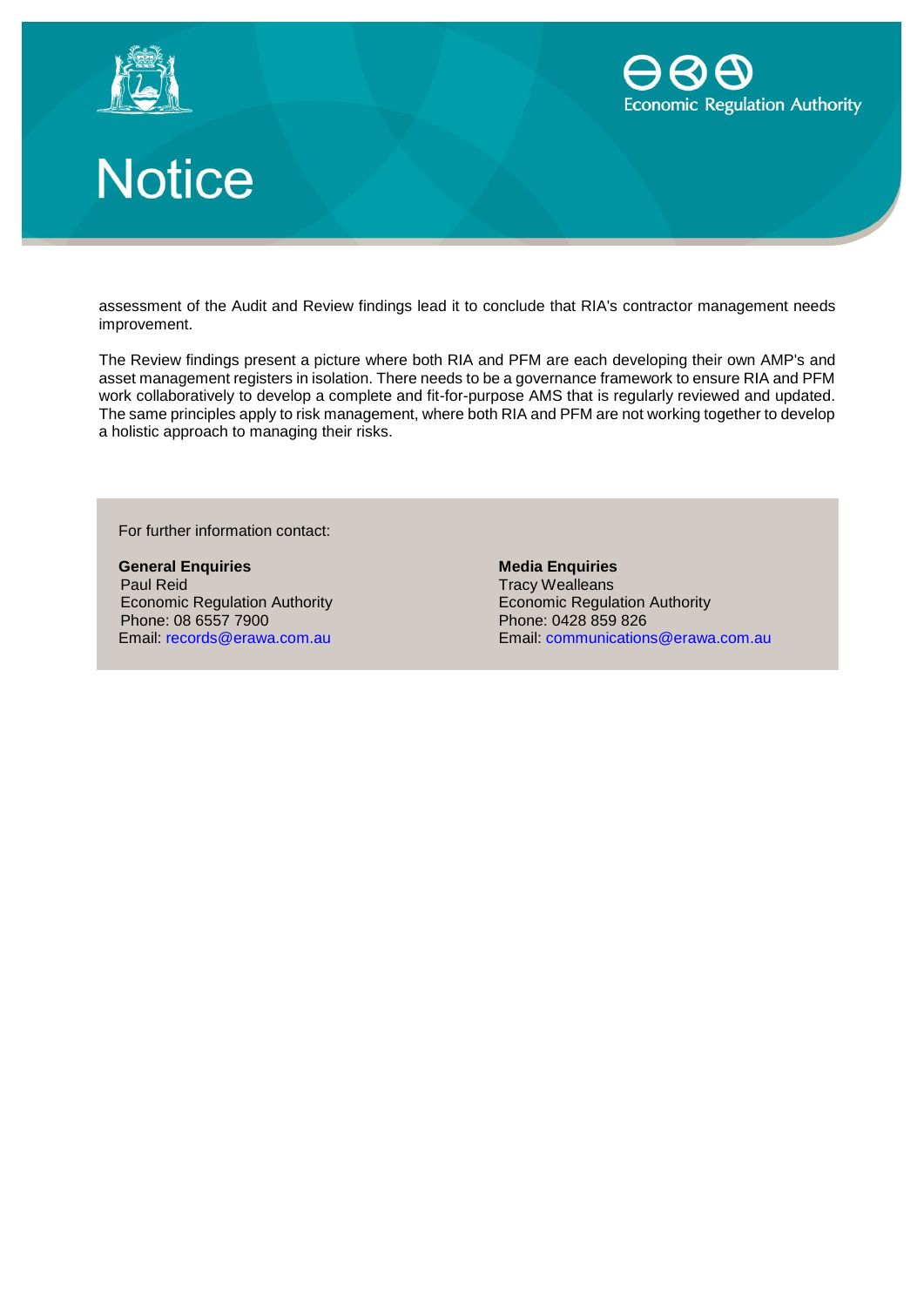assessment of the Audit and Review findings lead it to conclude that RIA's contractor management needs improvement.

The Review findings present a picture where both RIA and PFM are each developing their own AMP's and asset management registers in isolation. There needs to be a governance framework to ensure RIA and PFM work collaboratively to develop a complete and fit-for-purpose AMS that is regularly reviewed and updated. The same principles apply to risk management, where both RIA and PFM are not working together to develop a holistic approach to managing their risks.

For further information contact:

**General Enquiries**
Paul Reid
Economic Regulation Authority
Phone: 08 6557 7900
Email: records@erawa.com.au

**Media Enquiries**
Tracy Wealleans
Economic Regulation Authority
Phone: 0428 859 826
Email: communications@erawa.com.au